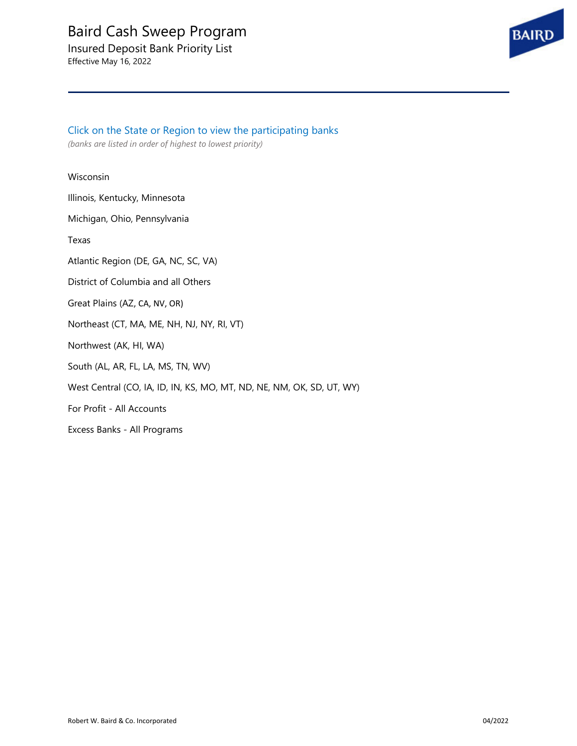# Baird Cash Sweep Program

## Insured Deposit Bank Priority List

Effective May 16, 2022

### Click on the State or Region to view the participating banks

*(banks are listed in order of highest to lowest priority)*

Wisconsin

Illinois, Kentucky, Minnesota

Michigan, Ohio, Pennsylvania

Texas

Atlantic Region (DE, GA, NC, SC, VA)

District of Columbia and all Others

Great Plains (AZ, CA, NV, OR)

Northeast (CT, MA, ME, NH, NJ, NY, RI, VT)

Northwest (AK, HI, WA)

South (AL, AR, FL, LA, MS, TN, WV)

West Central (CO, IA, ID, IN, KS, MO, MT, ND, NE, NM, OK, SD, UT, WY)

For Profit - All Accounts

Excess Banks - All Programs

Robert W. Baird & Co. Incorporated

04/2022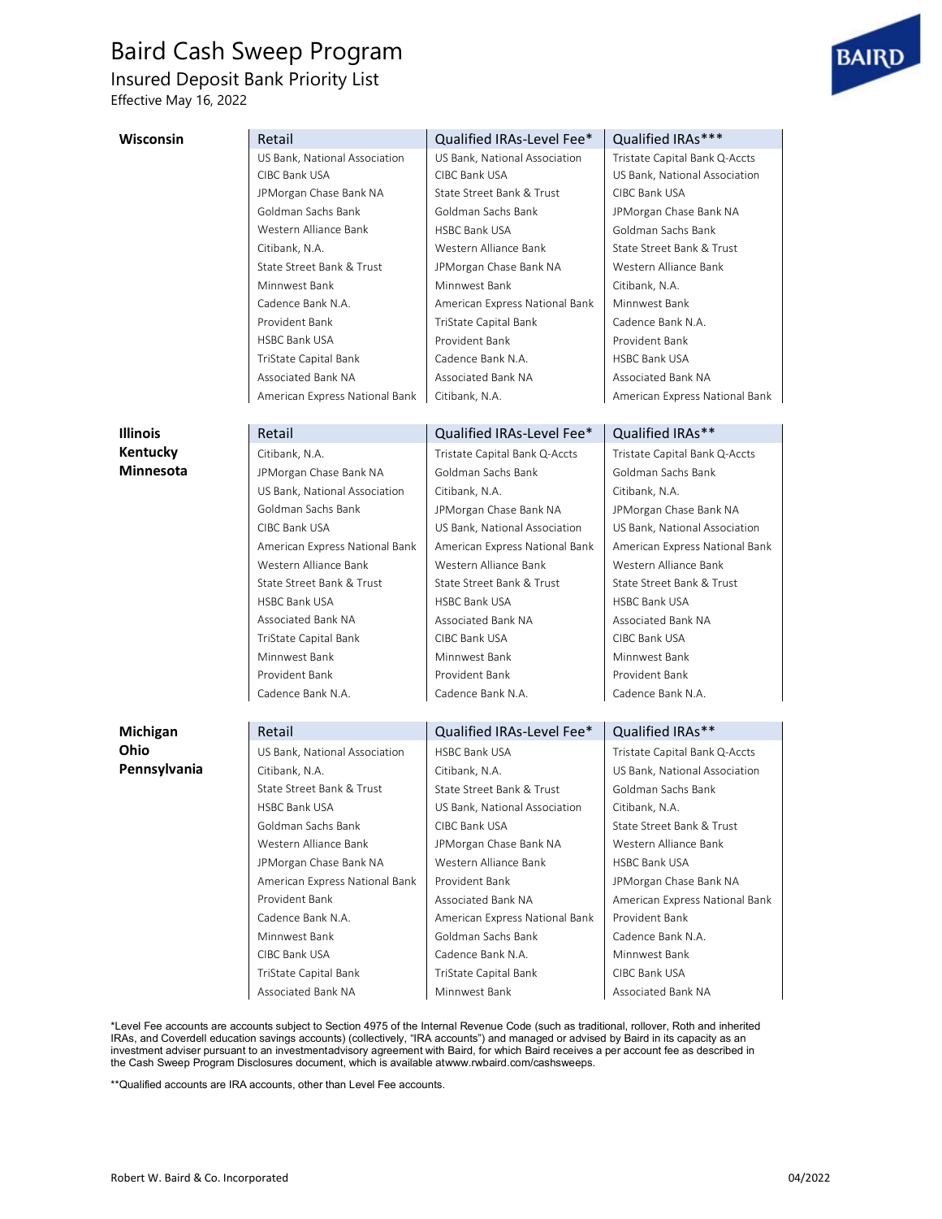# Baird Cash Sweep Program

## Insured Deposit Bank Priority List

Effective May 16, 2022

**Wisconsin**

| Retail | Qualified IRAs-Level Fee* | Qualified IRAs*** |
|---|---|---|
| US Bank, National Association | US Bank, National Association | Tristate Capital Bank Q-Accts |
| CIBC Bank USA | CIBC Bank USA | US Bank, National Association |
| JPMorgan Chase Bank NA | State Street Bank & Trust | CIBC Bank USA |
| Goldman Sachs Bank | Goldman Sachs Bank | JPMorgan Chase Bank NA |
| Western Alliance Bank | HSBC Bank USA | Goldman Sachs Bank |
| Citibank, N.A. | Western Alliance Bank | State Street Bank & Trust |
| State Street Bank & Trust | JPMorgan Chase Bank NA | Western Alliance Bank |
| Minnwest Bank | Minnwest Bank | Citibank, N.A. |
| Cadence Bank N.A. | American Express National Bank | Minnwest Bank |
| Provident Bank | TriState Capital Bank | Cadence Bank N.A. |
| HSBC Bank USA | Provident Bank | Provident Bank |
| TriState Capital Bank | Cadence Bank N.A. | HSBC Bank USA |
| Associated Bank NA | Associated Bank NA | Associated Bank NA |
| American Express National Bank | Citibank, N.A. | American Express National Bank |

**Illinois**
**Kentucky**
**Minnesota**

| Retail | Qualified IRAs-Level Fee* | Qualified IRAs** |
|---|---|---|
| Citibank, N.A. | Tristate Capital Bank Q-Accts | Tristate Capital Bank Q-Accts |
| JPMorgan Chase Bank NA | Goldman Sachs Bank | Goldman Sachs Bank |
| US Bank, National Association | Citibank, N.A. | Citibank, N.A. |
| Goldman Sachs Bank | JPMorgan Chase Bank NA | JPMorgan Chase Bank NA |
| CIBC Bank USA | US Bank, National Association | US Bank, National Association |
| American Express National Bank | American Express National Bank | American Express National Bank |
| Western Alliance Bank | Western Alliance Bank | Western Alliance Bank |
| State Street Bank & Trust | State Street Bank & Trust | State Street Bank & Trust |
| HSBC Bank USA | HSBC Bank USA | HSBC Bank USA |
| Associated Bank NA | Associated Bank NA | Associated Bank NA |
| TriState Capital Bank | CIBC Bank USA | CIBC Bank USA |
| Minnwest Bank | Minnwest Bank | Minnwest Bank |
| Provident Bank | Provident Bank | Provident Bank |
| Cadence Bank N.A. | Cadence Bank N.A. | Cadence Bank N.A. |

**Michigan**
**Ohio**
**Pennsylvania**

| Retail | Qualified IRAs-Level Fee* | Qualified IRAs** |
|---|---|---|
| US Bank, National Association | HSBC Bank USA | Tristate Capital Bank Q-Accts |
| Citibank, N.A. | Citibank, N.A. | US Bank, National Association |
| State Street Bank & Trust | State Street Bank & Trust | Goldman Sachs Bank |
| HSBC Bank USA | US Bank, National Association | Citibank, N.A. |
| Goldman Sachs Bank | CIBC Bank USA | State Street Bank & Trust |
| Western Alliance Bank | JPMorgan Chase Bank NA | Western Alliance Bank |
| JPMorgan Chase Bank NA | Western Alliance Bank | HSBC Bank USA |
| American Express National Bank | Provident Bank | JPMorgan Chase Bank NA |
| Provident Bank | Associated Bank NA | American Express National Bank |
| Cadence Bank N.A. | American Express National Bank | Provident Bank |
| Minnwest Bank | Goldman Sachs Bank | Cadence Bank N.A. |
| CIBC Bank USA | Cadence Bank N.A. | Minnwest Bank |
| TriState Capital Bank | TriState Capital Bank | CIBC Bank USA |
| Associated Bank NA | Minnwest Bank | Associated Bank NA |

*Level Fee accounts are accounts subject to Section 4975 of the Internal Revenue Code (such as traditional, rollover, Roth and inherited IRAs, and Coverdell education savings accounts) (collectively, "IRA accounts") and managed or advised by Baird in its capacity as an investment adviser pursuant to an investmentadvisory agreement with Baird, for which Baird receives a per account fee as described in the Cash Sweep Program Disclosures document, which is available atwww.rwbaird.com/cashsweeps.

**Qualified accounts are IRA accounts, other than Level Fee accounts.

Robert W. Baird & Co. Incorporated

04/2022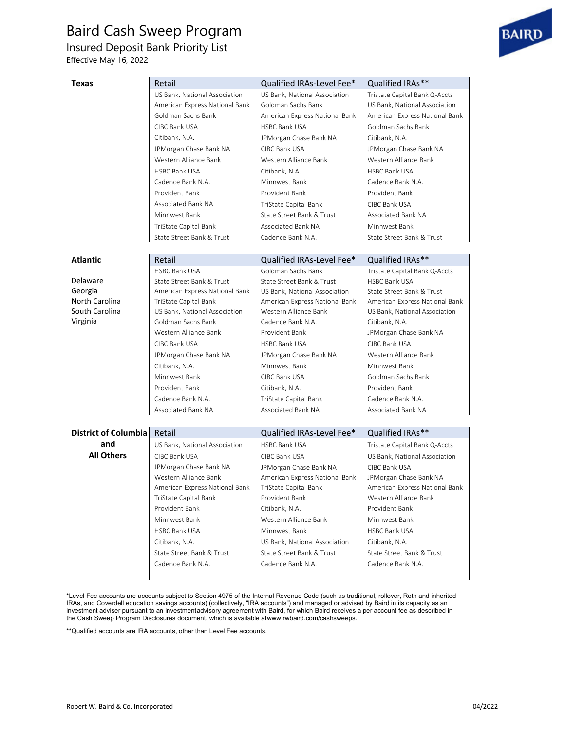# Baird Cash Sweep Program

## Insured Deposit Bank Priority List

Effective May 16, 2022

**Texas**

| Retail | Qualified IRAs-Level Fee* | Qualified IRAs** |
|---|---|---|
| US Bank, National Association | US Bank, National Association | Tristate Capital Bank Q-Accts |
| American Express National Bank | Goldman Sachs Bank | US Bank, National Association |
| Goldman Sachs Bank | American Express National Bank | American Express National Bank |
| CIBC Bank USA | HSBC Bank USA | Goldman Sachs Bank |
| Citibank, N.A. | JPMorgan Chase Bank NA | Citibank, N.A. |
| JPMorgan Chase Bank NA | CIBC Bank USA | JPMorgan Chase Bank NA |
| Western Alliance Bank | Western Alliance Bank | Western Alliance Bank |
| HSBC Bank USA | Citibank, N.A. | HSBC Bank USA |
| Cadence Bank N.A. | Minnwest Bank | Cadence Bank N.A. |
| Provident Bank | Provident Bank | Provident Bank |
| Associated Bank NA | TriState Capital Bank | CIBC Bank USA |
| Minnwest Bank | State Street Bank & Trust | Associated Bank NA |
| TriState Capital Bank | Associated Bank NA | Minnwest Bank |
| State Street Bank & Trust | Cadence Bank N.A. | State Street Bank & Trust |

**Atlantic**

Delaware
Georgia
North Carolina
South Carolina
Virginia

| Retail | Qualified IRAs-Level Fee* | Qualified IRAs** |
|---|---|---|
| HSBC Bank USA | Goldman Sachs Bank | Tristate Capital Bank Q-Accts |
| State Street Bank & Trust | State Street Bank & Trust | HSBC Bank USA |
| American Express National Bank | US Bank, National Association | State Street Bank & Trust |
| TriState Capital Bank | American Express National Bank | American Express National Bank |
| US Bank, National Association | Western Alliance Bank | US Bank, National Association |
| Goldman Sachs Bank | Cadence Bank N.A. | Citibank, N.A. |
| Western Alliance Bank | Provident Bank | JPMorgan Chase Bank NA |
| CIBC Bank USA | HSBC Bank USA | CIBC Bank USA |
| JPMorgan Chase Bank NA | JPMorgan Chase Bank NA | Western Alliance Bank |
| Citibank, N.A. | Minnwest Bank | Minnwest Bank |
| Minnwest Bank | CIBC Bank USA | Goldman Sachs Bank |
| Provident Bank | Citibank, N.A. | Provident Bank |
| Cadence Bank N.A. | TriState Capital Bank | Cadence Bank N.A. |
| Associated Bank NA | Associated Bank NA | Associated Bank NA |

**District of Columbia and All Others**

| Retail | Qualified IRAs-Level Fee* | Qualified IRAs** |
|---|---|---|
| US Bank, National Association | HSBC Bank USA | Tristate Capital Bank Q-Accts |
| CIBC Bank USA | CIBC Bank USA | US Bank, National Association |
| JPMorgan Chase Bank NA | JPMorgan Chase Bank NA | CIBC Bank USA |
| Western Alliance Bank | American Express National Bank | JPMorgan Chase Bank NA |
| American Express National Bank | TriState Capital Bank | American Express National Bank |
| TriState Capital Bank | Provident Bank | Western Alliance Bank |
| Provident Bank | Citibank, N.A. | Provident Bank |
| Minnwest Bank | Western Alliance Bank | Minnwest Bank |
| HSBC Bank USA | Minnwest Bank | HSBC Bank USA |
| Citibank, N.A. | US Bank, National Association | Citibank, N.A. |
| State Street Bank & Trust | State Street Bank & Trust | State Street Bank & Trust |
| Cadence Bank N.A. | Cadence Bank N.A. | Cadence Bank N.A. |

*Level Fee accounts are accounts subject to Section 4975 of the Internal Revenue Code (such as traditional, rollover, Roth and inherited IRAs, and Coverdell education savings accounts) (collectively, "IRA accounts") and managed or advised by Baird in its capacity as an investment adviser pursuant to an investmentadvisory agreement with Baird, for which Baird receives a per account fee as described in the Cash Sweep Program Disclosures document, which is available atwww.rwbaird.com/cashsweeps.

**Qualified accounts are IRA accounts, other than Level Fee accounts.

Robert W. Baird & Co. Incorporated

04/2022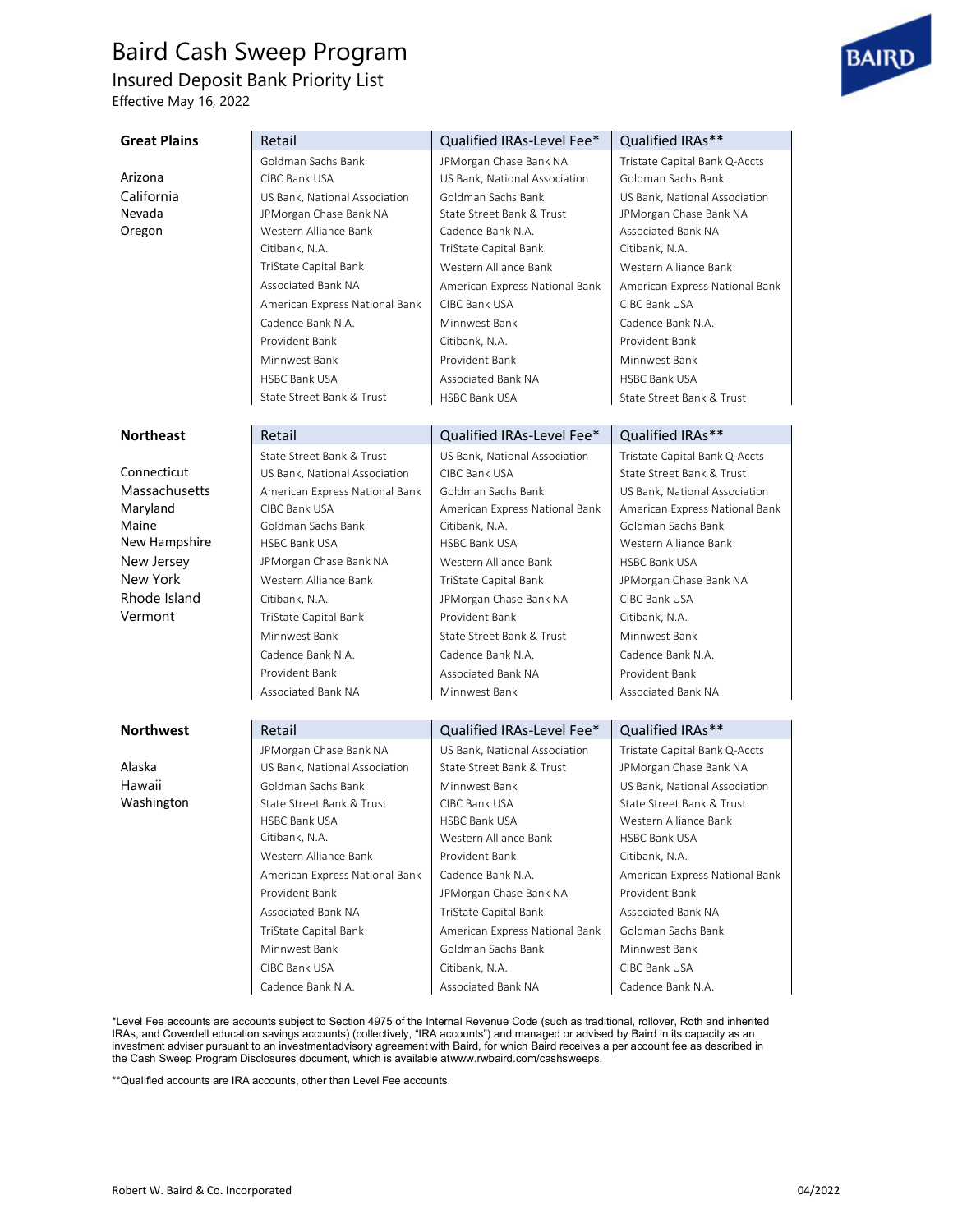# Baird Cash Sweep Program

## Insured Deposit Bank Priority List

Effective May 16, 2022

| Great Plains | Retail | Qualified IRAs-Level Fee* | Qualified IRAs** |
|---|---|---|---|
| | Goldman Sachs Bank | JPMorgan Chase Bank NA | Tristate Capital Bank Q-Accts |
| Arizona | CIBC Bank USA | US Bank, National Association | Goldman Sachs Bank |
| California | US Bank, National Association | Goldman Sachs Bank | US Bank, National Association |
| Nevada | JPMorgan Chase Bank NA | State Street Bank & Trust | JPMorgan Chase Bank NA |
| Oregon | Western Alliance Bank | Cadence Bank N.A. | Associated Bank NA |
| | Citibank, N.A. | TriState Capital Bank | Citibank, N.A. |
| | TriState Capital Bank | Western Alliance Bank | Western Alliance Bank |
| | Associated Bank NA | American Express National Bank | American Express National Bank |
| | American Express National Bank | CIBC Bank USA | CIBC Bank USA |
| | Cadence Bank N.A. | Minnwest Bank | Cadence Bank N.A. |
| | Provident Bank | Citibank, N.A. | Provident Bank |
| | Minnwest Bank | Provident Bank | Minnwest Bank |
| | HSBC Bank USA | Associated Bank NA | HSBC Bank USA |
| | State Street Bank & Trust | HSBC Bank USA | State Street Bank & Trust |

| Northeast | Retail | Qualified IRAs-Level Fee* | Qualified IRAs** |
|---|---|---|---|
| | State Street Bank & Trust | US Bank, National Association | Tristate Capital Bank Q-Accts |
| Connecticut | US Bank, National Association | CIBC Bank USA | State Street Bank & Trust |
| Massachusetts | American Express National Bank | Goldman Sachs Bank | US Bank, National Association |
| Maryland | CIBC Bank USA | American Express National Bank | American Express National Bank |
| Maine | Goldman Sachs Bank | Citibank, N.A. | Goldman Sachs Bank |
| New Hampshire | HSBC Bank USA | HSBC Bank USA | Western Alliance Bank |
| New Jersey | JPMorgan Chase Bank NA | Western Alliance Bank | HSBC Bank USA |
| New York | Western Alliance Bank | TriState Capital Bank | JPMorgan Chase Bank NA |
| Rhode Island | Citibank, N.A. | JPMorgan Chase Bank NA | CIBC Bank USA |
| Vermont | TriState Capital Bank | Provident Bank | Citibank, N.A. |
| | Minnwest Bank | State Street Bank & Trust | Minnwest Bank |
| | Cadence Bank N.A. | Cadence Bank N.A. | Cadence Bank N.A. |
| | Provident Bank | Associated Bank NA | Provident Bank |
| | Associated Bank NA | Minnwest Bank | Associated Bank NA |

| Northwest | Retail | Qualified IRAs-Level Fee* | Qualified IRAs** |
|---|---|---|---|
| | JPMorgan Chase Bank NA | US Bank, National Association | Tristate Capital Bank Q-Accts |
| Alaska | US Bank, National Association | State Street Bank & Trust | JPMorgan Chase Bank NA |
| Hawaii | Goldman Sachs Bank | Minnwest Bank | US Bank, National Association |
| Washington | State Street Bank & Trust | CIBC Bank USA | State Street Bank & Trust |
| | HSBC Bank USA | HSBC Bank USA | Western Alliance Bank |
| | Citibank, N.A. | Western Alliance Bank | HSBC Bank USA |
| | Western Alliance Bank | Provident Bank | Citibank, N.A. |
| | American Express National Bank | Cadence Bank N.A. | American Express National Bank |
| | Provident Bank | JPMorgan Chase Bank NA | Provident Bank |
| | Associated Bank NA | TriState Capital Bank | Associated Bank NA |
| | TriState Capital Bank | American Express National Bank | Goldman Sachs Bank |
| | Minnwest Bank | Goldman Sachs Bank | Minnwest Bank |
| | CIBC Bank USA | Citibank, N.A. | CIBC Bank USA |
| | Cadence Bank N.A. | Associated Bank NA | Cadence Bank N.A. |

*Level Fee accounts are accounts subject to Section 4975 of the Internal Revenue Code (such as traditional, rollover, Roth and inherited IRAs, and Coverdell education savings accounts) (collectively, "IRA accounts") and managed or advised by Baird in its capacity as an investment adviser pursuant to an investmentadvisory agreement with Baird, for which Baird receives a per account fee as described in the Cash Sweep Program Disclosures document, which is available atwww.rwbaird.com/cashsweeps.

**Qualified accounts are IRA accounts, other than Level Fee accounts.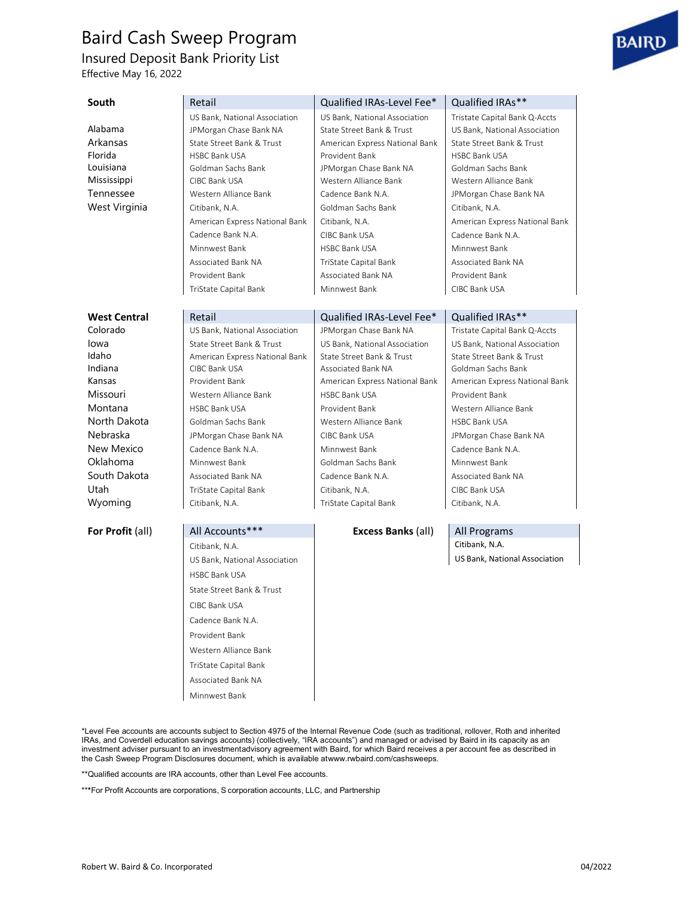# Baird Cash Sweep Program

## Insured Deposit Bank Priority List

Effective May 16, 2022

| South | Retail | Qualified IRAs-Level Fee* | Qualified IRAs** |
|---|---|---|---|
| | US Bank, National Association | US Bank, National Association | Tristate Capital Bank Q-Accts |
| Alabama | JPMorgan Chase Bank NA | State Street Bank & Trust | US Bank, National Association |
| Arkansas | State Street Bank & Trust | American Express National Bank | State Street Bank & Trust |
| Florida | HSBC Bank USA | Provident Bank | HSBC Bank USA |
| Louisiana | Goldman Sachs Bank | JPMorgan Chase Bank NA | Goldman Sachs Bank |
| Mississippi | CIBC Bank USA | Western Alliance Bank | Western Alliance Bank |
| Tennessee | Western Alliance Bank | Cadence Bank N.A. | JPMorgan Chase Bank NA |
| West Virginia | Citibank, N.A. | Goldman Sachs Bank | Citibank, N.A. |
| | American Express National Bank | Citibank, N.A. | American Express National Bank |
| | Cadence Bank N.A. | CIBC Bank USA | Cadence Bank N.A. |
| | Minnwest Bank | HSBC Bank USA | Minnwest Bank |
| | Associated Bank NA | TriState Capital Bank | Associated Bank NA |
| | Provident Bank | Associated Bank NA | Provident Bank |
| | TriState Capital Bank | Minnwest Bank | CIBC Bank USA |

| West Central | Retail | Qualified IRAs-Level Fee* | Qualified IRAs** |
|---|---|---|---|
| Colorado | US Bank, National Association | JPMorgan Chase Bank NA | Tristate Capital Bank Q-Accts |
| Iowa | State Street Bank & Trust | US Bank, National Association | US Bank, National Association |
| Idaho | American Express National Bank | State Street Bank & Trust | State Street Bank & Trust |
| Indiana | CIBC Bank USA | Associated Bank NA | Goldman Sachs Bank |
| Kansas | Provident Bank | American Express National Bank | American Express National Bank |
| Missouri | Western Alliance Bank | HSBC Bank USA | Provident Bank |
| Montana | HSBC Bank USA | Provident Bank | Western Alliance Bank |
| North Dakota | Goldman Sachs Bank | Western Alliance Bank | HSBC Bank USA |
| Nebraska | JPMorgan Chase Bank NA | CIBC Bank USA | JPMorgan Chase Bank NA |
| New Mexico | Cadence Bank N.A. | Minnwest Bank | Cadence Bank N.A. |
| Oklahoma | Minnwest Bank | Goldman Sachs Bank | Minnwest Bank |
| South Dakota | Associated Bank NA | Cadence Bank N.A. | Associated Bank NA |
| Utah | TriState Capital Bank | Citibank, N.A. | CIBC Bank USA |
| Wyoming | Citibank, N.A. | TriState Capital Bank | Citibank, N.A. |

| For Profit (all) | All Accounts*** |
|---|---|
| | Citibank, N.A. |
| | US Bank, National Association |
| | HSBC Bank USA |
| | State Street Bank & Trust |
| | CIBC Bank USA |
| | Cadence Bank N.A. |
| | Provident Bank |
| | Western Alliance Bank |
| | TriState Capital Bank |
| | Associated Bank NA |
| | Minnwest Bank |

| Excess Banks (all) | All Programs |
|---|---|
| | Citibank, N.A. |
| | US Bank, National Association |

*Level Fee accounts are accounts subject to Section 4975 of the Internal Revenue Code (such as traditional, rollover, Roth and inherited IRAs, and Coverdell education savings accounts) (collectively, "IRA accounts") and managed or advised by Baird in its capacity as an investment adviser pursuant to an investmentadvisory agreement with Baird, for which Baird receives a per account fee as described in the Cash Sweep Program Disclosures document, which is available atwww.rwbaird.com/cashsweeps.

**Qualified accounts are IRA accounts, other than Level Fee accounts.

***For Profit Accounts are corporations, S corporation accounts, LLC, and Partnership